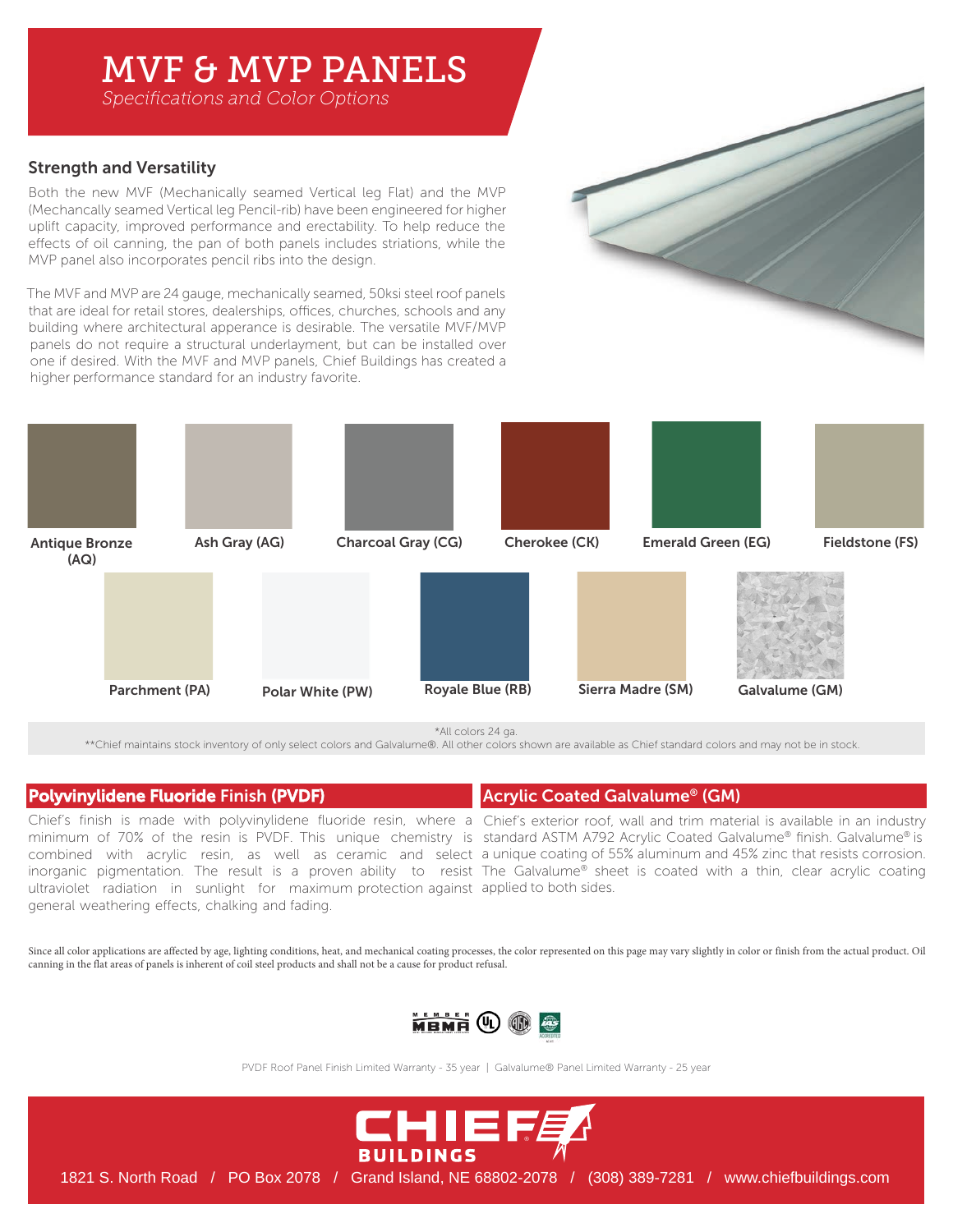# MVF & MVP PANELS

*Specifications and Color Options*

## Strength and Versatility

Both the new MVF (Mechanically seamed Vertical leg Flat) and the MVP (Mechancally seamed Vertical leg Pencil-rib) have been engineered for higher uplift capacity, improved performance and erectability. To help reduce the effects of oil canning, the pan of both panels includes striations, while the MVP panel also incorporates pencil ribs into the design.

The MVF and MVP are 24 gauge, mechanically seamed, 50ksi steel roof panels that are ideal for retail stores, dealerships, offices, churches, schools and any building where architectural apperance is desirable. The versatile MVF/MVP panels do not require a structural underlayment, but can be installed over one if desired. With the MVF and MVP panels, Chief Buildings has created a higher performance standard for an industry favorite.

**Antique Bronze (AQ)** | **Ash Gray (AG)** | **Charcoal Gray (CG)** | **Cherokee (CK)** | **Emerald Green (EG)** | **Fieldstone (FS)**

**Parchment (PA)** | **Polar White (PW)** | **Royale Blue (RB)** | **Sierra Madre (SM)** | **Galvalume (GM)**

*All colors 24 ga.

**Chief maintains stock inventory of only select colors and Galvalume®. All other colors shown are available as Chief standard colors and may not be in stock.

## Polyvinylidene Fluoride Finish (PVDF)

Chief's finish is made with polyvinylidene fluoride resin, where a minimum of 70% of the resin is PVDF. This unique chemistry is combined with acrylic resin, as well as ceramic and select inorganic pigmentation. The result is a proven ability to resist ultraviolet radiation in sunlight for maximum protection against general weathering effects, chalking and fading.

## Acrylic Coated Galvalume® (GM)

Chief's exterior roof, wall and trim material is available in an industry standard ASTM A792 Acrylic Coated Galvalume® finish. Galvalume® is a unique coating of 55% aluminum and 45% zinc that resists corrosion. The Galvalume® sheet is coated with a thin, clear acrylic coating applied to both sides.

Since all color applications are affected by age, lighting conditions, heat, and mechanical coating processes, the color represented on this page may vary slightly in color or finish from the actual product. Oil canning in the flat areas of panels is inherent of coil steel products and shall not be a cause for product refusal.

PVDF Roof Panel Finish Limited Warranty - 35 year | Galvalume® Panel Limited Warranty - 25 year

**CHIEF BUILDINGS**

1821 S. North Road / PO Box 2078 / Grand Island, NE 68802-2078 / (308) 389-7281 / www.chiefbuildings.com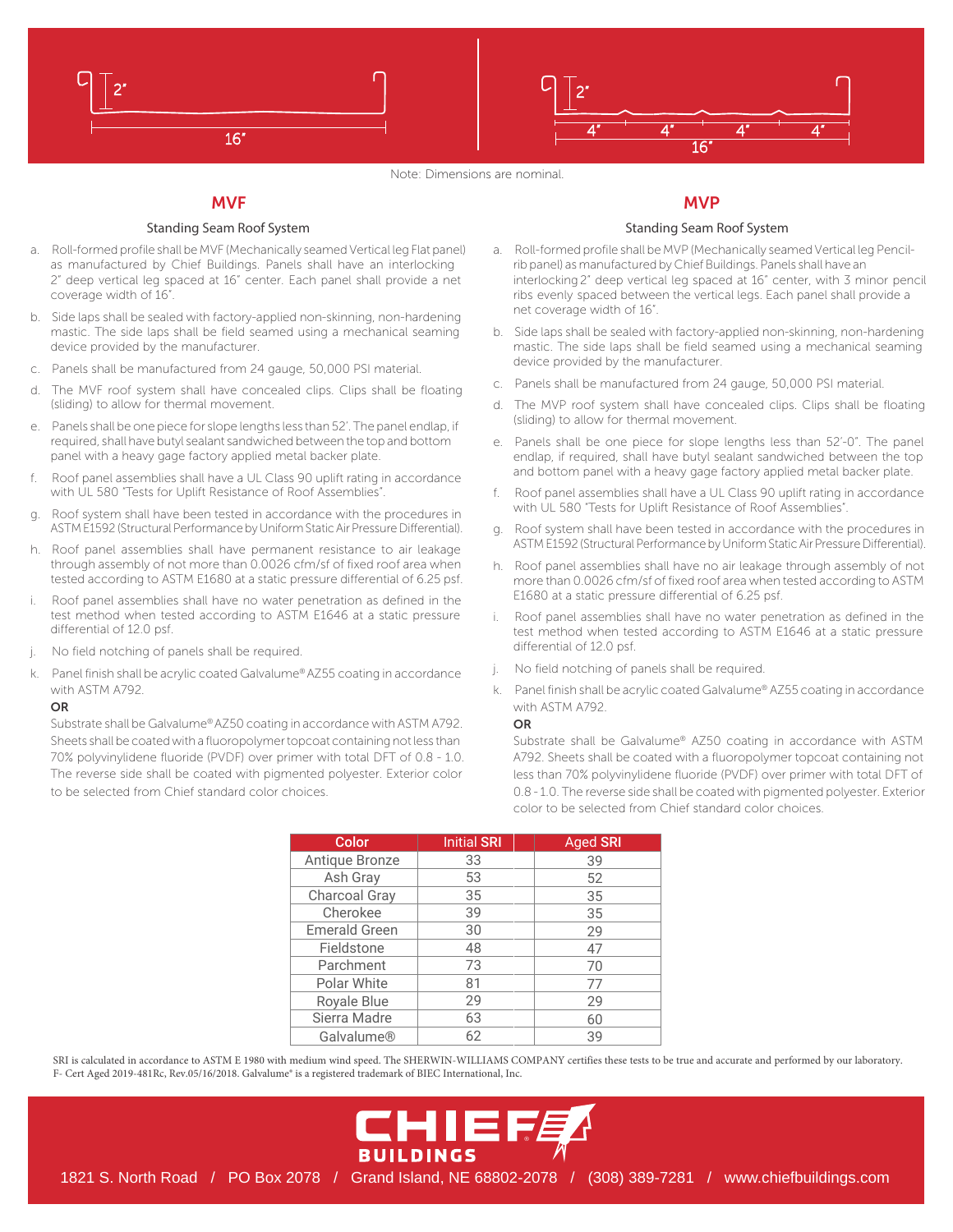2"

16"

2"

4" 4" 4" 4"

16"

Note: Dimensions are nominal.

## MVF

### Standing Seam Roof System

a. Roll-formed profile shall be MVF (Mechanically seamed Vertical leg Flat panel) as manufactured by Chief Buildings. Panels shall have an interlocking 2" deep vertical leg spaced at 16" center. Each panel shall provide a net coverage width of 16".

b. Side laps shall be sealed with factory-applied non-skinning, non-hardening mastic. The side laps shall be field seamed using a mechanical seaming device provided by the manufacturer.

c. Panels shall be manufactured from 24 gauge, 50,000 PSI material.

d. The MVF roof system shall have concealed clips. Clips shall be floating (sliding) to allow for thermal movement.

e. Panels shall be one piece for slope lengths less than 52'. The panel endlap, if required, shall have butyl sealant sandwiched between the top and bottom panel with a heavy gage factory applied metal backer plate.

f. Roof panel assemblies shall have a UL Class 90 uplift rating in accordance with UL 580 "Tests for Uplift Resistance of Roof Assemblies".

g. Roof system shall have been tested in accordance with the procedures in ASTM E1592 (Structural Performance by Uniform Static Air Pressure Differential).

h. Roof panel assemblies shall have permanent resistance to air leakage through assembly of not more than 0.0026 cfm/sf of fixed roof area when tested according to ASTM E1680 at a static pressure differential of 6.25 psf.

i. Roof panel assemblies shall have no water penetration as defined in the test method when tested according to ASTM E1646 at a static pressure differential of 12.0 psf.

j. No field notching of panels shall be required.

k. Panel finish shall be acrylic coated Galvalume® AZ55 coating in accordance with ASTM A792.

**OR**

Substrate shall be Galvalume® AZ50 coating in accordance with ASTM A792. Sheets shall be coated with a fluoropolymer topcoat containing not less than 70% polyvinylidene fluoride (PVDF) over primer with total DFT of 0.8 - 1.0. The reverse side shall be coated with pigmented polyester. Exterior color to be selected from Chief standard color choices.

## MVP

### Standing Seam Roof System

a. Roll-formed profile shall be MVP (Mechanically seamed Vertical leg Pencil-rib panel) as manufactured by Chief Buildings. Panels shall have an interlocking 2" deep vertical leg spaced at 16" center, with 3 minor pencil ribs evenly spaced between the vertical legs. Each panel shall provide a net coverage width of 16".

b. Side laps shall be sealed with factory-applied non-skinning, non-hardening mastic. The side laps shall be field seamed using a mechanical seaming device provided by the manufacturer.

c. Panels shall be manufactured from 24 gauge, 50,000 PSI material.

d. The MVP roof system shall have concealed clips. Clips shall be floating (sliding) to allow for thermal movement.

e. Panels shall be one piece for slope lengths less than 52'-0". The panel endlap, if required, shall have butyl sealant sandwiched between the top and bottom panel with a heavy gage factory applied metal backer plate.

f. Roof panel assemblies shall have a UL Class 90 uplift rating in accordance with UL 580 "Tests for Uplift Resistance of Roof Assemblies".

g. Roof system shall have been tested in accordance with the procedures in ASTM E1592 (Structural Performance by Uniform Static Air Pressure Differential).

h. Roof panel assemblies shall have no air leakage through assembly of not more than 0.0026 cfm/sf of fixed roof area when tested according to ASTM E1680 at a static pressure differential of 6.25 psf.

i. Roof panel assemblies shall have no water penetration as defined in the test method when tested according to ASTM E1646 at a static pressure differential of 12.0 psf.

j. No field notching of panels shall be required.

k. Panel finish shall be acrylic coated Galvalume® AZ55 coating in accordance with ASTM A792.

**OR**

Substrate shall be Galvalume® AZ50 coating in accordance with ASTM A792. Sheets shall be coated with a fluoropolymer topcoat containing not less than 70% polyvinylidene fluoride (PVDF) over primer with total DFT of 0.8 - 1.0. The reverse side shall be coated with pigmented polyester. Exterior color to be selected from Chief standard color choices.

| Color | Initial **SRI** | Aged **SRI** |
|---|---|---|
| Antique Bronze | 33 | 39 |
| Ash Gray | 53 | 52 |
| Charcoal Gray | 35 | 35 |
| Cherokee | 39 | 35 |
| Emerald Green | 30 | 29 |
| Fieldstone | 48 | 47 |
| Parchment | 73 | 70 |
| Polar White | 81 | 77 |
| Royale Blue | 29 | 29 |
| Sierra Madre | 63 | 60 |
| Galvalume® | 62 | 39 |

SRI is calculated in accordance to ASTM E 1980 with medium wind speed. The SHERWIN-WILLIAMS COMPANY certifies these tests to be true and accurate and performed by our laboratory. F- Cert Aged 2019-481Rc, Rev.05/16/2018. Galvalume® is a registered trademark of BIEC International, Inc.

CHIEF BUILDINGS

1821 S. North Road / PO Box 2078 / Grand Island, NE 68802-2078 / (308) 389-7281 / www.chiefbuildings.com